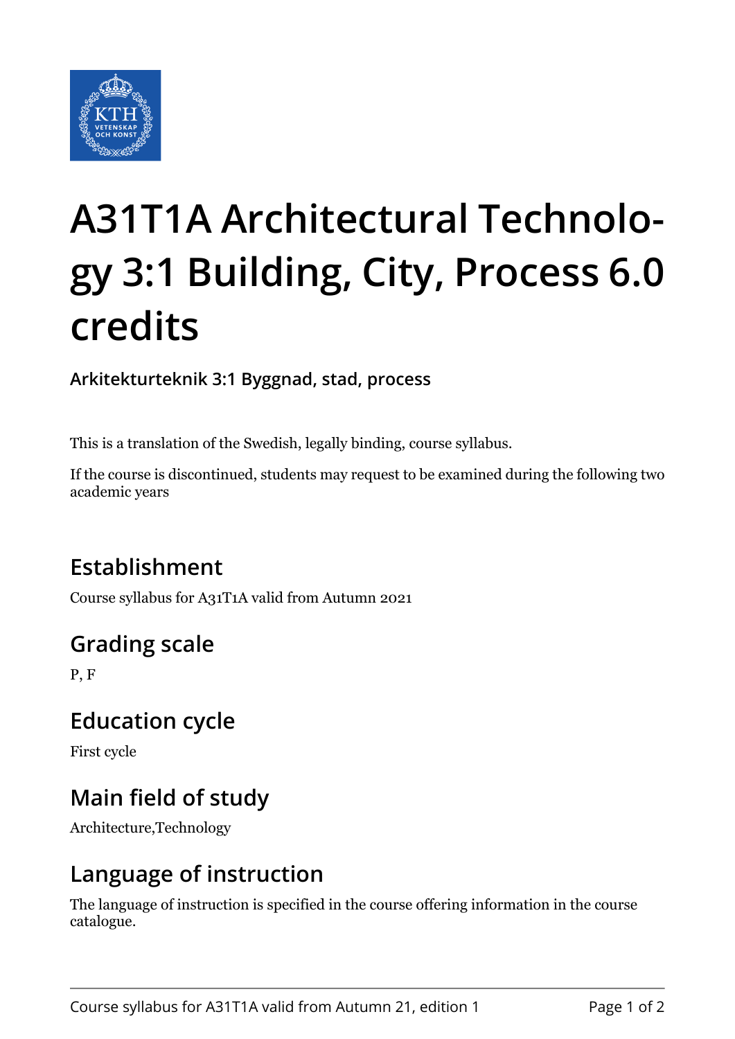# A31T1A Architectural Technology 3:1 Building, City, Process 6.0 credits

**Arkitekturteknik 3:1 Byggnad, stad, process**

This is a translation of the Swedish, legally binding, course syllabus.

If the course is discontinued, students may request to be examined during the following two academic years

## Establishment

Course syllabus for A31T1A valid from Autumn 2021

## Grading scale

P, F

## Education cycle

First cycle

## Main field of study

Architecture,Technology

## Language of instruction

The language of instruction is specified in the course offering information in the course catalogue.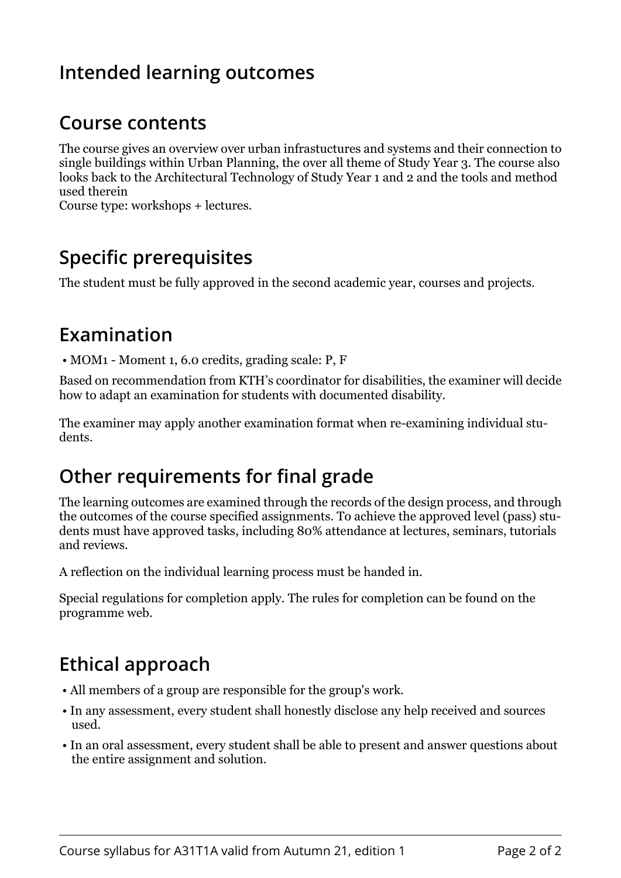## Intended learning outcomes

## Course contents

The course gives an overview over urban infrastuctures and systems and their connection to single buildings within Urban Planning, the over all theme of Study Year 3. The course also looks back to the Architectural Technology of Study Year 1 and 2 and the tools and method used therein
Course type: workshops + lectures.

## Specific prerequisites

The student must be fully approved in the second academic year, courses and projects.

## Examination

- MOM1 - Moment 1, 6.0 credits, grading scale: P, F

Based on recommendation from KTH's coordinator for disabilities, the examiner will decide how to adapt an examination for students with documented disability.

The examiner may apply another examination format when re-examining individual students.

## Other requirements for final grade

The learning outcomes are examined through the records of the design process, and through the outcomes of the course specified assignments. To achieve the approved level (pass) students must have approved tasks, including 80% attendance at lectures, seminars, tutorials and reviews.

A reflection on the individual learning process must be handed in.

Special regulations for completion apply. The rules for completion can be found on the programme web.

## Ethical approach

- All members of a group are responsible for the group's work.
- In any assessment, every student shall honestly disclose any help received and sources used.
- In an oral assessment, every student shall be able to present and answer questions about the entire assignment and solution.